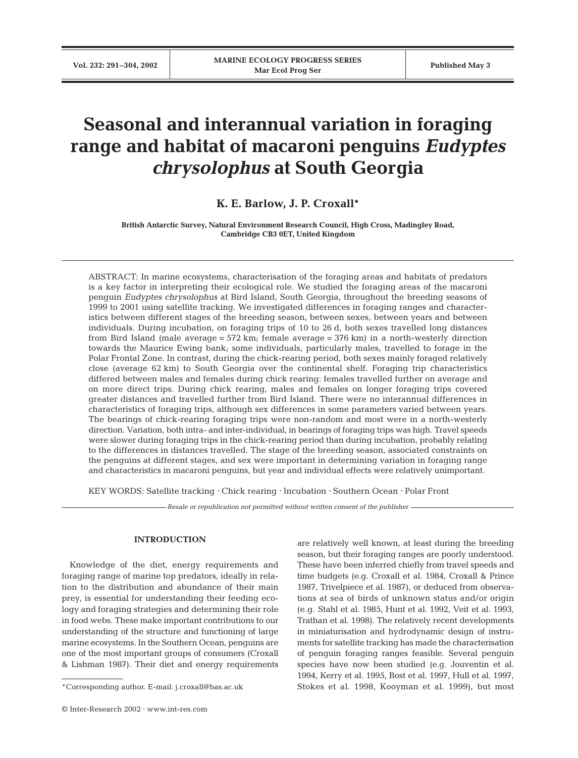# Seasonal and interannual variation in foraging range and habitat of macaroni penguins *Eudyptes chrysolophus* at South Georgia

**K. E. Barlow, J. P. Croxall***

**British Antarctic Survey, Natural Environment Research Council, High Cross, Madingley Road, Cambridge CB3 0ET, United Kingdom**

ABSTRACT: In marine ecosystems, characterisation of the foraging areas and habitats of predators is a key factor in interpreting their ecological role. We studied the foraging areas of the macaroni penguin *Eudyptes chrysolophus* at Bird Island, South Georgia, throughout the breeding seasons of 1999 to 2001 using satellite tracking. We investigated differences in foraging ranges and characteristics between different stages of the breeding season, between sexes, between years and between individuals. During incubation, on foraging trips of 10 to 26 d, both sexes travelled long distances from Bird Island (male average = 572 km; female average = 376 km) in a north-westerly direction towards the Maurice Ewing bank; some individuals, particularly males, travelled to forage in the Polar Frontal Zone. In contrast, during the chick-rearing period, both sexes mainly foraged relatively close (average 62 km) to South Georgia over the continental shelf. Foraging trip characteristics differed between males and females during chick rearing: females travelled further on average and on more direct trips. During chick rearing, males and females on longer foraging trips covered greater distances and travelled further from Bird Island. There were no interannual differences in characteristics of foraging trips, although sex differences in some parameters varied between years. The bearings of chick-rearing foraging trips were non-random and most were in a north-westerly direction. Variation, both intra- and inter-individual, in bearings of foraging trips was high. Travel speeds were slower during foraging trips in the chick-rearing period than during incubation, probably relating to the differences in distances travelled. The stage of the breeding season, associated constraints on the penguins at different stages, and sex were important in determining variation in foraging range and characteristics in macaroni penguins, but year and individual effects were relatively unimportant.

KEY WORDS: Satellite tracking · Chick rearing · Incubation · Southern Ocean · Polar Front

*Resale or republication not permitted without written consent of the publisher*

## INTRODUCTION

Knowledge of the diet, energy requirements and foraging range of marine top predators, ideally in relation to the distribution and abundance of their main prey, is essential for understanding their feeding ecology and foraging strategies and determining their role in food webs. These make important contributions to our understanding of the structure and functioning of large marine ecosystems. In the Southern Ocean, penguins are one of the most important groups of consumers (Croxall & Lishman 1987). Their diet and energy requirements are relatively well known, at least during the breeding season, but their foraging ranges are poorly understood. These have been inferred chiefly from travel speeds and time budgets (e.g. Croxall et al. 1984, Croxall & Prince 1987, Trivelpiece et al. 1987), or deduced from observations at sea of birds of unknown status and/or origin (e.g. Stahl et al. 1985, Hunt et al. 1992, Veit et al. 1993, Trathan et al. 1998). The relatively recent developments in miniaturisation and hydrodynamic design of instruments for satellite tracking has made the characterisation of penguin foraging ranges feasible. Several penguin species have now been studied (e.g. Jouventin et al. 1994, Kerry et al. 1995, Bost et al. 1997, Hull et al. 1997, Stokes et al. 1998, Kooyman et al. 1999), but most

*Corresponding author. E-mail: j.croxall@bas.ac.uk

© Inter-Research 2002 · www.int-res.com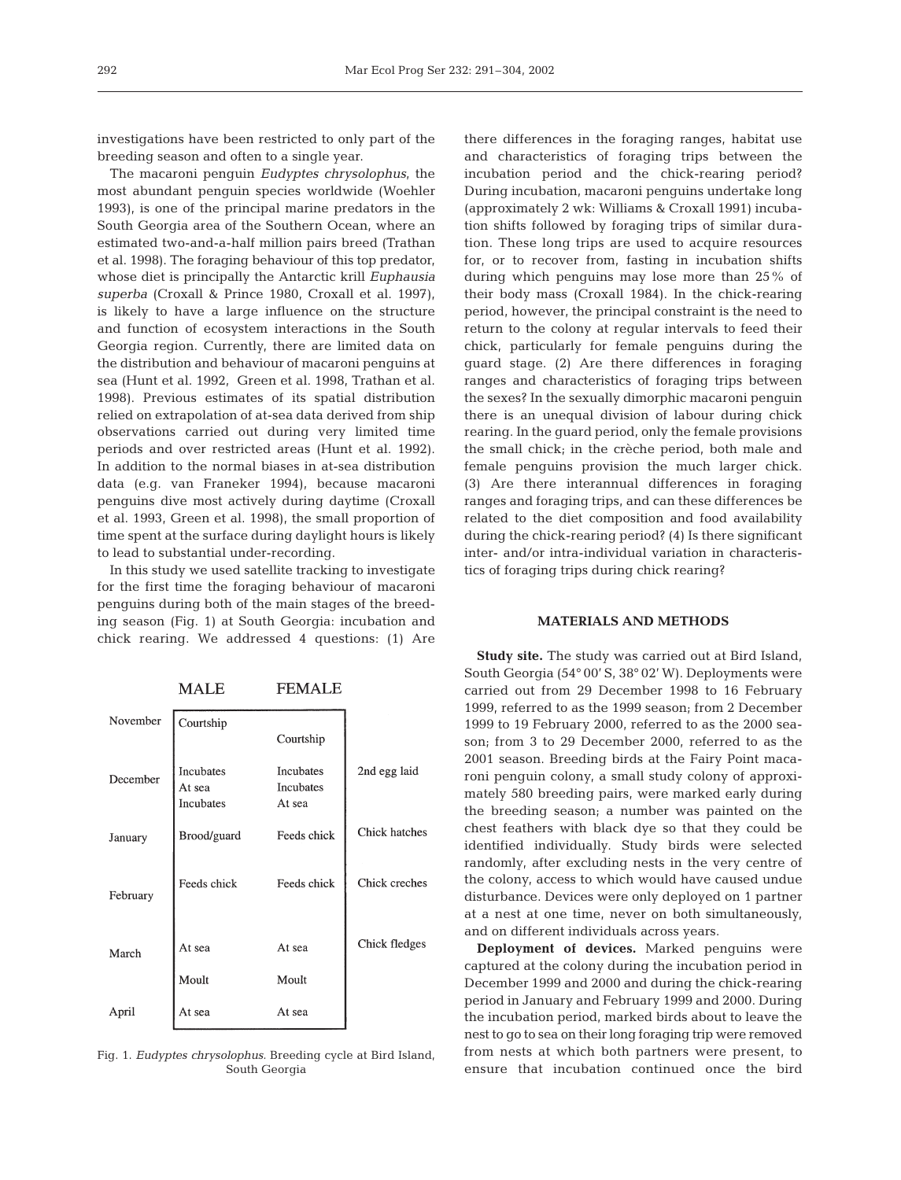investigations have been restricted to only part of the breeding season and often to a single year.

The macaroni penguin *Eudyptes chrysolophus*, the most abundant penguin species worldwide (Woehler 1993), is one of the principal marine predators in the South Georgia area of the Southern Ocean, where an estimated two-and-a-half million pairs breed (Trathan et al. 1998). The foraging behaviour of this top predator, whose diet is principally the Antarctic krill *Euphausia superba* (Croxall & Prince 1980, Croxall et al. 1997), is likely to have a large influence on the structure and function of ecosystem interactions in the South Georgia region. Currently, there are limited data on the distribution and behaviour of macaroni penguins at sea (Hunt et al. 1992, Green et al. 1998, Trathan et al. 1998). Previous estimates of its spatial distribution relied on extrapolation of at-sea data derived from ship observations carried out during very limited time periods and over restricted areas (Hunt et al. 1992). In addition to the normal biases in at-sea distribution data (e.g. van Franeker 1994), because macaroni penguins dive most actively during daytime (Croxall et al. 1993, Green et al. 1998), the small proportion of time spent at the surface during daylight hours is likely to lead to substantial under-recording.

In this study we used satellite tracking to investigate for the first time the foraging behaviour of macaroni penguins during both of the main stages of the breeding season (Fig. 1) at South Georgia: incubation and chick rearing. We addressed 4 questions: (1) Are there differences in the foraging ranges, habitat use and characteristics of foraging trips between the incubation period and the chick-rearing period? During incubation, macaroni penguins undertake long (approximately 2 wk: Williams & Croxall 1991) incubation shifts followed by foraging trips of similar duration. These long trips are used to acquire resources for, or to recover from, fasting in incubation shifts during which penguins may lose more than 25% of their body mass (Croxall 1984). In the chick-rearing period, however, the principal constraint is the need to return to the colony at regular intervals to feed their chick, particularly for female penguins during the guard stage. (2) Are there differences in foraging ranges and characteristics of foraging trips between the sexes? In the sexually dimorphic macaroni penguin there is an unequal division of labour during chick rearing. In the guard period, only the female provisions the small chick; in the crèche period, both male and female penguins provision the much larger chick. (3) Are there interannual differences in foraging ranges and foraging trips, and can these differences be related to the diet composition and food availability during the chick-rearing period? (4) Is there significant inter- and/or intra-individual variation in characteristics of foraging trips during chick rearing?

| | MALE | FEMALE | |
|---|---|---|---|
| November | Courtship | | |
| | | Courtship | |
| December | Incubates | Incubates | 2nd egg laid |
| | At sea | Incubates | |
| | Incubates | At sea | |
| January | Brood/guard | Feeds chick | Chick hatches |
| February | Feeds chick | Feeds chick | Chick creches |
| March | At sea | At sea | Chick fledges |
| | Moult | Moult | |
| April | At sea | At sea | |

Fig. 1. *Eudyptes chrysolophus*. Breeding cycle at Bird Island, South Georgia

## MATERIALS AND METHODS

**Study site.** The study was carried out at Bird Island, South Georgia (54° 00' S, 38° 02' W). Deployments were carried out from 29 December 1998 to 16 February 1999, referred to as the 1999 season; from 2 December 1999 to 19 February 2000, referred to as the 2000 season; from 3 to 29 December 2000, referred to as the 2001 season. Breeding birds at the Fairy Point macaroni penguin colony, a small study colony of approximately 580 breeding pairs, were marked early during the breeding season; a number was painted on the chest feathers with black dye so that they could be identified individually. Study birds were selected randomly, after excluding nests in the very centre of the colony, access to which would have caused undue disturbance. Devices were only deployed on 1 partner at a nest at one time, never on both simultaneously, and on different individuals across years.

**Deployment of devices.** Marked penguins were captured at the colony during the incubation period in December 1999 and 2000 and during the chick-rearing period in January and February 1999 and 2000. During the incubation period, marked birds about to leave the nest to go to sea on their long foraging trip were removed from nests at which both partners were present, to ensure that incubation continued once the bird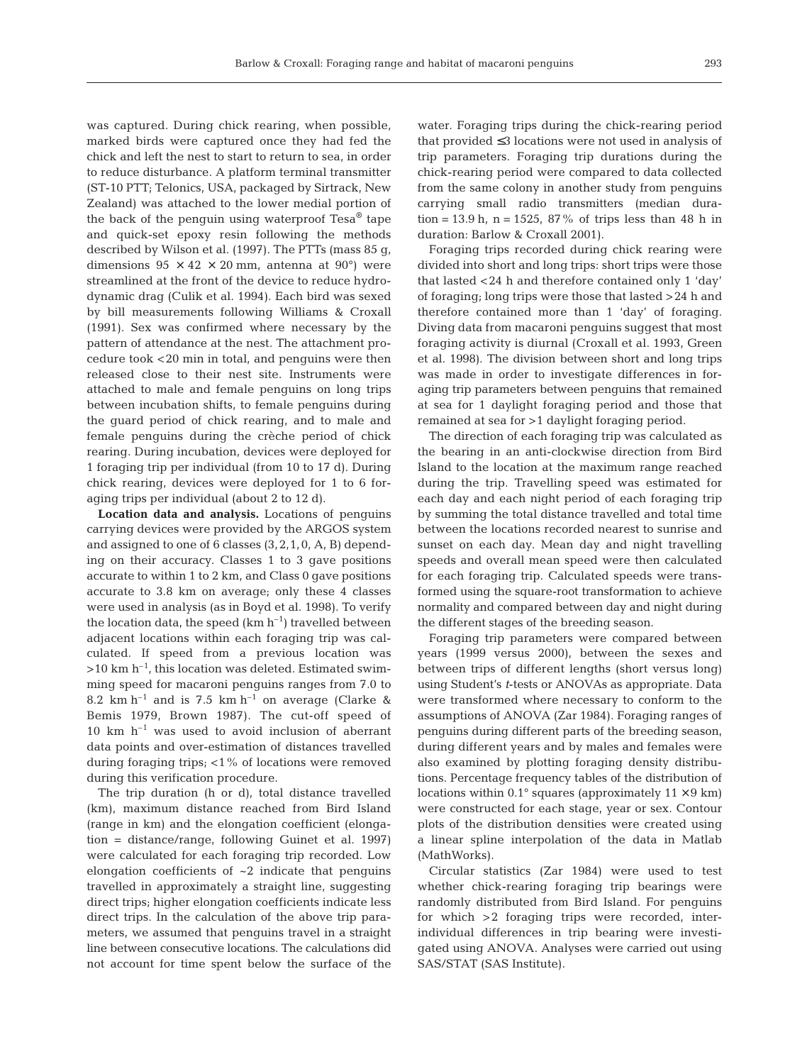was captured. During chick rearing, when possible, marked birds were captured once they had fed the chick and left the nest to start to return to sea, in order to reduce disturbance. A platform terminal transmitter (ST-10 PTT; Telonics, USA, packaged by Sirtrack, New Zealand) was attached to the lower medial portion of the back of the penguin using waterproof Tesa® tape and quick-set epoxy resin following the methods described by Wilson et al. (1997). The PTTs (mass 85 g, dimensions 95 × 42 × 20 mm, antenna at 90°) were streamlined at the front of the device to reduce hydrodynamic drag (Culik et al. 1994). Each bird was sexed by bill measurements following Williams & Croxall (1991). Sex was confirmed where necessary by the pattern of attendance at the nest. The attachment procedure took <20 min in total, and penguins were then released close to their nest site. Instruments were attached to male and female penguins on long trips between incubation shifts, to female penguins during the guard period of chick rearing, and to male and female penguins during the crèche period of chick rearing. During incubation, devices were deployed for 1 foraging trip per individual (from 10 to 17 d). During chick rearing, devices were deployed for 1 to 6 foraging trips per individual (about 2 to 12 d).

**Location data and analysis.** Locations of penguins carrying devices were provided by the ARGOS system and assigned to one of 6 classes (3, 2, 1, 0, A, B) depending on their accuracy. Classes 1 to 3 gave positions accurate to within 1 to 2 km, and Class 0 gave positions accurate to 3.8 km on average; only these 4 classes were used in analysis (as in Boyd et al. 1998). To verify the location data, the speed (km $h^{-1}$) travelled between adjacent locations within each foraging trip was calculated. If speed from a previous location was >10 km $h^{-1}$, this location was deleted. Estimated swimming speed for macaroni penguins ranges from 7.0 to 8.2 km $h^{-1}$ and is 7.5 km $h^{-1}$ on average (Clarke & Bemis 1979, Brown 1987). The cut-off speed of 10 km $h^{-1}$ was used to avoid inclusion of aberrant data points and over-estimation of distances travelled during foraging trips; <1% of locations were removed during this verification procedure.

The trip duration (h or d), total distance travelled (km), maximum distance reached from Bird Island (range in km) and the elongation coefficient (elongation = distance/range, following Guinet et al. 1997) were calculated for each foraging trip recorded. Low elongation coefficients of ~2 indicate that penguins travelled in approximately a straight line, suggesting direct trips; higher elongation coefficients indicate less direct trips. In the calculation of the above trip parameters, we assumed that penguins travel in a straight line between consecutive locations. The calculations did not account for time spent below the surface of the water. Foraging trips during the chick-rearing period that provided ≤3 locations were not used in analysis of trip parameters. Foraging trip durations during the chick-rearing period were compared to data collected from the same colony in another study from penguins carrying small radio transmitters (median duration = 13.9 h, n = 1525, 87% of trips less than 48 h in duration: Barlow & Croxall 2001).

Foraging trips recorded during chick rearing were divided into short and long trips: short trips were those that lasted <24 h and therefore contained only 1 'day' of foraging; long trips were those that lasted >24 h and therefore contained more than 1 'day' of foraging. Diving data from macaroni penguins suggest that most foraging activity is diurnal (Croxall et al. 1993, Green et al. 1998). The division between short and long trips was made in order to investigate differences in foraging trip parameters between penguins that remained at sea for 1 daylight foraging period and those that remained at sea for >1 daylight foraging period.

The direction of each foraging trip was calculated as the bearing in an anti-clockwise direction from Bird Island to the location at the maximum range reached during the trip. Travelling speed was estimated for each day and each night period of each foraging trip by summing the total distance travelled and total time between the locations recorded nearest to sunrise and sunset on each day. Mean day and night travelling speeds and overall mean speed were then calculated for each foraging trip. Calculated speeds were transformed using the square-root transformation to achieve normality and compared between day and night during the different stages of the breeding season.

Foraging trip parameters were compared between years (1999 versus 2000), between the sexes and between trips of different lengths (short versus long) using Student's *t*-tests or ANOVAs as appropriate. Data were transformed where necessary to conform to the assumptions of ANOVA (Zar 1984). Foraging ranges of penguins during different parts of the breeding season, during different years and by males and females were also examined by plotting foraging density distributions. Percentage frequency tables of the distribution of locations within 0.1° squares (approximately 11 × 9 km) were constructed for each stage, year or sex. Contour plots of the distribution densities were created using a linear spline interpolation of the data in Matlab (MathWorks).

Circular statistics (Zar 1984) were used to test whether chick-rearing foraging trip bearings were randomly distributed from Bird Island. For penguins for which >2 foraging trips were recorded, inter-individual differences in trip bearing were investigated using ANOVA. Analyses were carried out using SAS/STAT (SAS Institute).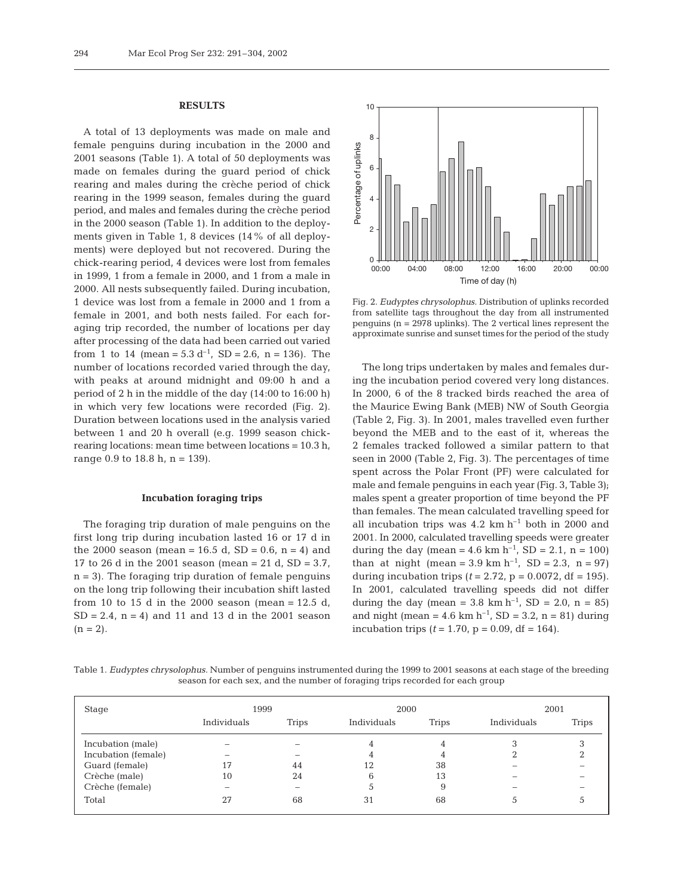## RESULTS

A total of 13 deployments was made on male and female penguins during incubation in the 2000 and 2001 seasons (Table 1). A total of 50 deployments was made on females during the guard period of chick rearing and males during the crèche period of chick rearing in the 1999 season, females during the guard period, and males and females during the crèche period in the 2000 season (Table 1). In addition to the deployments given in Table 1, 8 devices (14% of all deployments) were deployed but not recovered. During the chick-rearing period, 4 devices were lost from females in 1999, 1 from a female in 2000, and 1 from a male in 2000. All nests subsequently failed. During incubation, 1 device was lost from a female in 2000 and 1 from a female in 2001, and both nests failed. For each foraging trip recorded, the number of locations per day after processing of the data had been carried out varied from 1 to 14 (mean = 5.3 $d^{-1}$, SD = 2.6, n = 136). The number of locations recorded varied through the day, with peaks at around midnight and 09:00 h and a period of 2 h in the middle of the day (14:00 to 16:00 h) in which very few locations were recorded (Fig. 2). Duration between locations used in the analysis varied between 1 and 20 h overall (e.g. 1999 season chick-rearing locations: mean time between locations = 10.3 h, range 0.9 to 18.8 h, n = 139).

### Incubation foraging trips

The foraging trip duration of male penguins on the first long trip during incubation lasted 16 or 17 d in the 2000 season (mean = 16.5 d, SD = 0.6, n = 4) and 17 to 26 d in the 2001 season (mean = 21 d, SD = 3.7, n = 3). The foraging trip duration of female penguins on the long trip following their incubation shift lasted from 10 to 15 d in the 2000 season (mean = 12.5 d, SD = 2.4, n = 4) and 11 and 13 d in the 2001 season (n = 2).

Fig. 2. *Eudyptes chrysolophus.* Distribution of uplinks recorded from satellite tags throughout the day from all instrumented penguins (n = 2978 uplinks). The 2 vertical lines represent the approximate sunrise and sunset times for the period of the study

The long trips undertaken by males and females during the incubation period covered very long distances. In 2000, 6 of the 8 tracked birds reached the area of the Maurice Ewing Bank (MEB) NW of South Georgia (Table 2, Fig. 3). In 2001, males travelled even further beyond the MEB and to the east of it, whereas the 2 females tracked followed a similar pattern to that seen in 2000 (Table 2, Fig. 3). The percentages of time spent across the Polar Front (PF) were calculated for male and female penguins in each year (Fig. 3, Table 3); males spent a greater proportion of time beyond the PF than females. The mean calculated travelling speed for all incubation trips was 4.2 km $h^{-1}$ both in 2000 and 2001. In 2000, calculated travelling speeds were greater during the day (mean = 4.6 km $h^{-1}$, SD = 2.1, n = 100) than at night (mean = 3.9 km $h^{-1}$, SD = 2.3, n = 97) during incubation trips ($t$ = 2.72, p = 0.0072, df = 195). In 2001, calculated travelling speeds did not differ during the day (mean = 3.8 km $h^{-1}$, SD = 2.0, n = 85) and night (mean = 4.6 km $h^{-1}$, SD = 3.2, n = 81) during incubation trips ($t$ = 1.70, p = 0.09, df = 164).

Table 1. *Eudyptes chrysolophus.* Number of penguins instrumented during the 1999 to 2001 seasons at each stage of the breeding season for each sex, and the number of foraging trips recorded for each group

| Stage | 1999 | | 2000 | | 2001 | |
|---|---|---|---|---|---|---|
| | Individuals | Trips | Individuals | Trips | Individuals | Trips |
| Incubation (male) | – | – | 4 | 4 | 3 | 3 |
| Incubation (female) | – | – | 4 | 4 | 2 | 2 |
| Guard (female) | 17 | 44 | 12 | 38 | – | – |
| Crèche (male) | 10 | 24 | 6 | 13 | – | – |
| Crèche (female) | – | – | 5 | 9 | – | – |
| Total | 27 | 68 | 31 | 68 | 5 | 5 |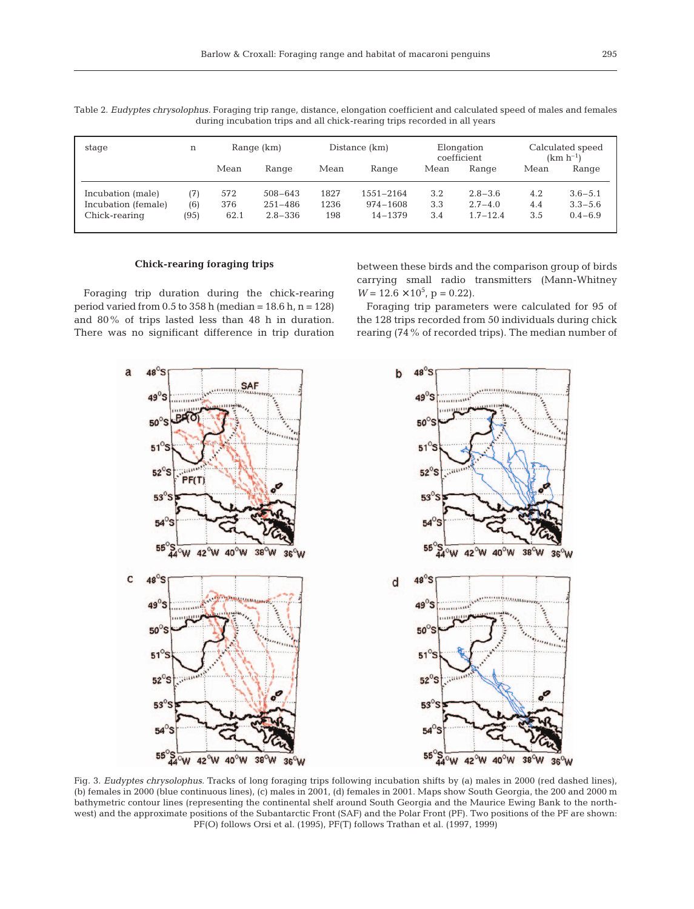Table 2. *Eudyptes chrysolophus*. Foraging trip range, distance, elongation coefficient and calculated speed of males and females during incubation trips and all chick-rearing trips recorded in all years

| stage | n | Range (km) | | Distance (km) | | Elongation coefficient | | Calculated speed (km $h^{-1}$) | |
|---|---|---|---|---|---|---|---|---|---|
| | | Mean | Range | Mean | Range | Mean | Range | Mean | Range |
| Incubation (male) | (7) | 572 | 508–643 | 1827 | 1551–2164 | 3.2 | 2.8–3.6 | 4.2 | 3.6–5.1 |
| Incubation (female) | (6) | 376 | 251–486 | 1236 | 974–1608 | 3.3 | 2.7–4.0 | 4.4 | 3.3–5.6 |
| Chick-rearing | (95) | 62.1 | 2.8–336 | 198 | 14–1379 | 3.4 | 1.7–12.4 | 3.5 | 0.4–6.9 |

### Chick-rearing foraging trips

Foraging trip duration during the chick-rearing period varied from 0.5 to 358 h (median = 18.6 h, n = 128) and 80% of trips lasted less than 48 h in duration. There was no significant difference in trip duration between these birds and the comparison group of birds carrying small radio transmitters (Mann-Whitney $W = 12.6 \times 10^5$, p = 0.22).

Foraging trip parameters were calculated for 95 of the 128 trips recorded from 50 individuals during chick rearing (74% of recorded trips). The median number of

Fig. 3. *Eudyptes chrysolophus*. Tracks of long foraging trips following incubation shifts by (a) males in 2000 (red dashed lines), (b) females in 2000 (blue continuous lines), (c) males in 2001, (d) females in 2001. Maps show South Georgia, the 200 and 2000 m bathymetric contour lines (representing the continental shelf around South Georgia and the Maurice Ewing Bank to the north-west) and the approximate positions of the Subantarctic Front (SAF) and the Polar Front (PF). Two positions of the PF are shown: PF(O) follows Orsi et al. (1995), PF(T) follows Trathan et al. (1997, 1999)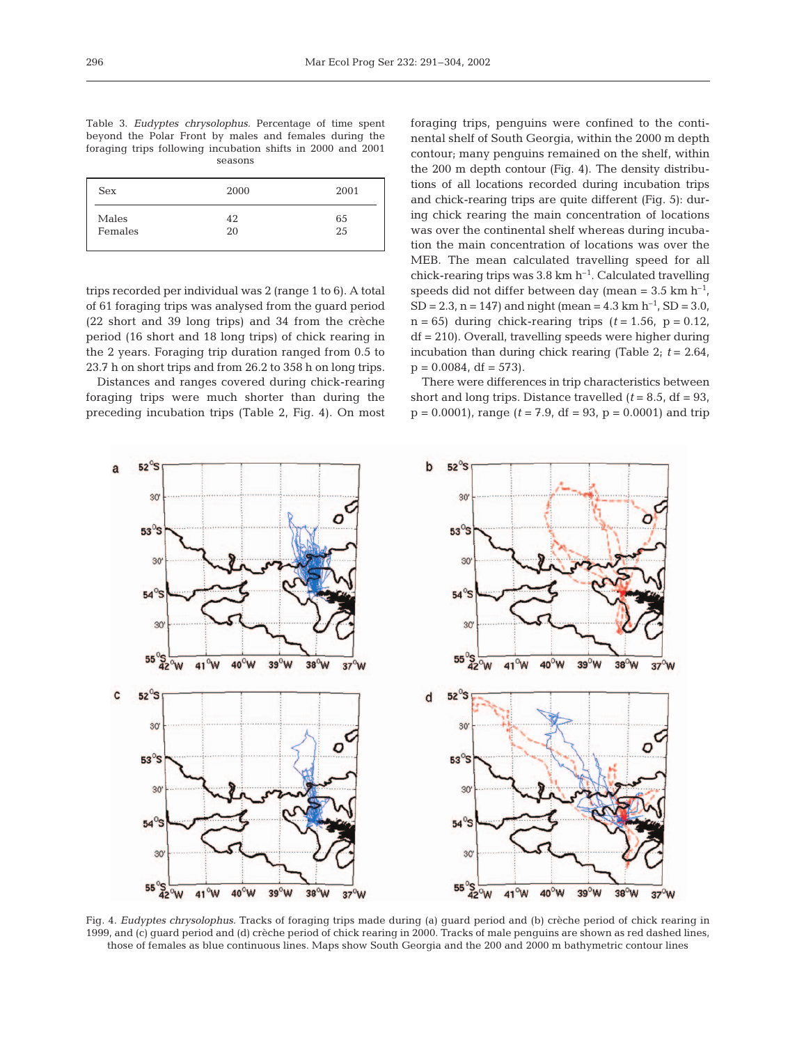Table 3. *Eudyptes chrysolophus*. Percentage of time spent beyond the Polar Front by males and females during the foraging trips following incubation shifts in 2000 and 2001 seasons

| Sex | 2000 | 2001 |
|---|---|---|
| Males | 42 | 65 |
| Females | 20 | 25 |

trips recorded per individual was 2 (range 1 to 6). A total of 61 foraging trips was analysed from the guard period (22 short and 39 long trips) and 34 from the crèche period (16 short and 18 long trips) of chick rearing in the 2 years. Foraging trip duration ranged from 0.5 to 23.7 h on short trips and from 26.2 to 358 h on long trips.

Distances and ranges covered during chick-rearing foraging trips were much shorter than during the preceding incubation trips (Table 2, Fig. 4). On most foraging trips, penguins were confined to the continental shelf of South Georgia, within the 2000 m depth contour; many penguins remained on the shelf, within the 200 m depth contour (Fig. 4). The density distributions of all locations recorded during incubation trips and chick-rearing trips are quite different (Fig. 5): during chick rearing the main concentration of locations was over the continental shelf whereas during incubation the main concentration of locations was over the MEB. The mean calculated travelling speed for all chick-rearing trips was 3.8 km $h^{-1}$. Calculated travelling speeds did not differ between day (mean = 3.5 km $h^{-1}$, SD = 2.3, n = 147) and night (mean = 4.3 km $h^{-1}$, SD = 3.0, n = 65) during chick-rearing trips ($t$ = 1.56, p = 0.12, df = 210). Overall, travelling speeds were higher during incubation than during chick rearing (Table 2; $t$ = 2.64, p = 0.0084, df = 573).

There were differences in trip characteristics between short and long trips. Distance travelled ($t$ = 8.5, df = 93, p = 0.0001), range ($t$ = 7.9, df = 93, p = 0.0001) and trip

Fig. 4. *Eudyptes chrysolophus*. Tracks of foraging trips made during (a) guard period and (b) crèche period of chick rearing in 1999, and (c) guard period and (d) crèche period of chick rearing in 2000. Tracks of male penguins are shown as red dashed lines, those of females as blue continuous lines. Maps show South Georgia and the 200 and 2000 m bathymetric contour lines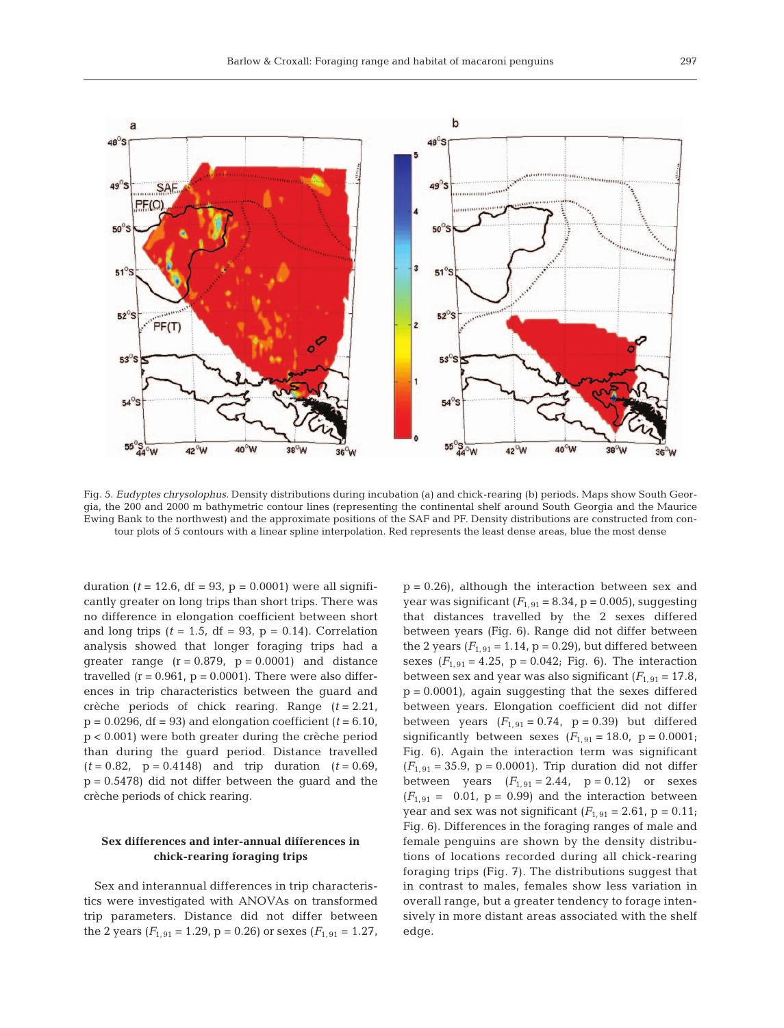Fig. 5. *Eudyptes chrysolophus.* Density distributions during incubation (a) and chick-rearing (b) periods. Maps show South Georgia, the 200 and 2000 m bathymetric contour lines (representing the continental shelf around South Georgia and the Maurice Ewing Bank to the northwest) and the approximate positions of the SAF and PF. Density distributions are constructed from contour plots of 5 contours with a linear spline interpolation. Red represents the least dense areas, blue the most dense

duration ($t = 12.6$, df = 93, $p = 0.0001$) were all significantly greater on long trips than short trips. There was no difference in elongation coefficient between short and long trips ($t = 1.5$, df = 93, $p = 0.14$). Correlation analysis showed that longer foraging trips had a greater range ($r = 0.879$, $p = 0.0001$) and distance travelled ($r = 0.961$, $p = 0.0001$). There were also differences in trip characteristics between the guard and crèche periods of chick rearing. Range ($t = 2.21$, $p = 0.0296$, df = 93) and elongation coefficient ($t = 6.10$, $p < 0.001$) were both greater during the crèche period than during the guard period. Distance travelled ($t = 0.82$, $p = 0.4148$) and trip duration ($t = 0.69$, $p = 0.5478$) did not differ between the guard and the crèche periods of chick rearing.

## Sex differences and inter-annual differences in chick-rearing foraging trips

Sex and interannual differences in trip characteristics were investigated with ANOVAs on transformed trip parameters. Distance did not differ between the 2 years ($F_{1,91} = 1.29$, $p = 0.26$) or sexes ($F_{1,91} = 1.27$, $p = 0.26$), although the interaction between sex and year was significant ($F_{1,91} = 8.34$, $p = 0.005$), suggesting that distances travelled by the 2 sexes differed between years (Fig. 6). Range did not differ between the 2 years ($F_{1,91} = 1.14$, $p = 0.29$), but differed between sexes ($F_{1,91} = 4.25$, $p = 0.042$; Fig. 6). The interaction between sex and year was also significant ($F_{1,91} = 17.8$, $p = 0.0001$), again suggesting that the sexes differed between years. Elongation coefficient did not differ between years ($F_{1,91} = 0.74$, $p = 0.39$) but differed significantly between sexes ($F_{1,91} = 18.0$, $p = 0.0001$; Fig. 6). Again the interaction term was significant ($F_{1,91} = 35.9$, $p = 0.0001$). Trip duration did not differ between years ($F_{1,91} = 2.44$, $p = 0.12$) or sexes ($F_{1,91} = 0.01$, $p = 0.99$) and the interaction between year and sex was not significant ($F_{1,91} = 2.61$, $p = 0.11$; Fig. 6). Differences in the foraging ranges of male and female penguins are shown by the density distributions of locations recorded during all chick-rearing foraging trips (Fig. 7). The distributions suggest that in contrast to males, females show less variation in overall range, but a greater tendency to forage intensively in more distant areas associated with the shelf edge.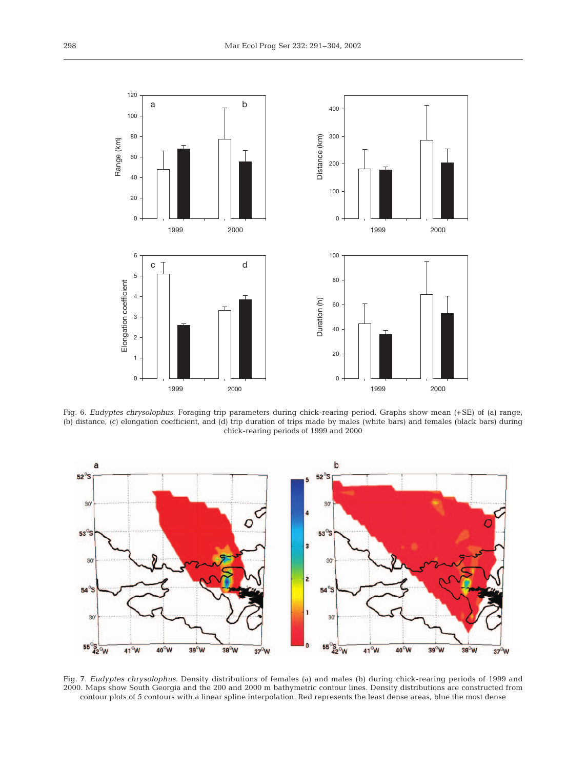Fig. 6. *Eudyptes chrysolophus*. Foraging trip parameters during chick-rearing period. Graphs show mean (+SE) of (a) range, (b) distance, (c) elongation coefficient, and (d) trip duration of trips made by males (white bars) and females (black bars) during chick-rearing periods of 1999 and 2000

Fig. 7. *Eudyptes chrysolophus*. Density distributions of females (a) and males (b) during chick-rearing periods of 1999 and 2000. Maps show South Georgia and the 200 and 2000 m bathymetric contour lines. Density distributions are constructed from contour plots of 5 contours with a linear spline interpolation. Red represents the least dense areas, blue the most dense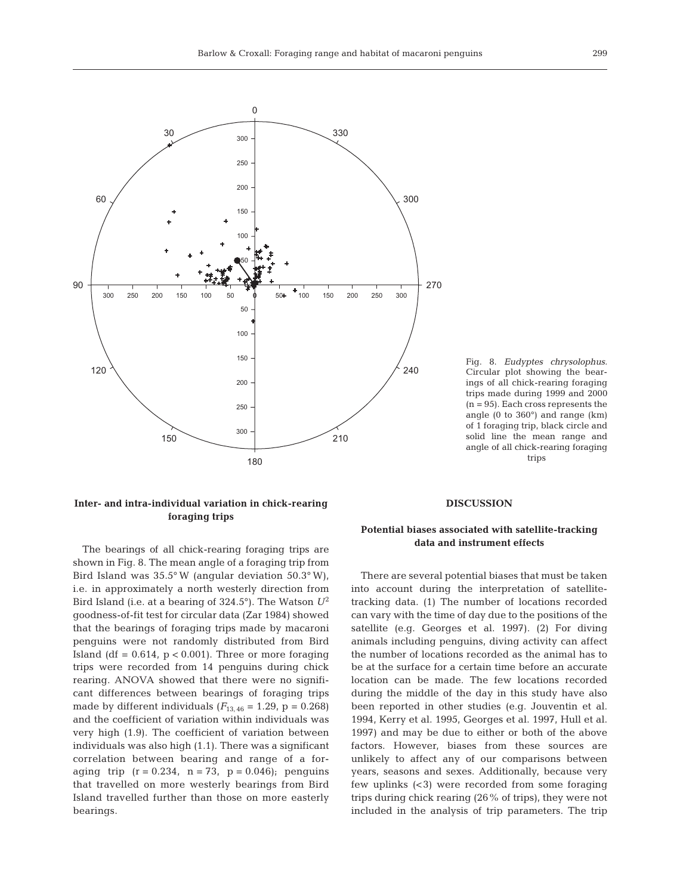Fig. 8. *Eudyptes chrysolophus*. Circular plot showing the bearings of all chick-rearing foraging trips made during 1999 and 2000 (n = 95). Each cross represents the angle (0 to 360°) and range (km) of 1 foraging trip, black circle and solid line the mean range and angle of all chick-rearing foraging trips

**Inter- and intra-individual variation in chick-rearing foraging trips**

The bearings of all chick-rearing foraging trips are shown in Fig. 8. The mean angle of a foraging trip from Bird Island was 35.5° W (angular deviation 50.3° W), i.e. in approximately a north westerly direction from Bird Island (i.e. at a bearing of 324.5°). The Watson $U^2$ goodness-of-fit test for circular data (Zar 1984) showed that the bearings of foraging trips made by macaroni penguins were not randomly distributed from Bird Island (df = 0.614, $p < 0.001$). Three or more foraging trips were recorded from 14 penguins during chick rearing. ANOVA showed that there were no significant differences between bearings of foraging trips made by different individuals ($F_{13,46} = 1.29$, $p = 0.268$) and the coefficient of variation within individuals was very high (1.9). The coefficient of variation between individuals was also high (1.1). There was a significant correlation between bearing and range of a foraging trip ($r = 0.234$, $n = 73$, $p = 0.046$); penguins that travelled on more westerly bearings from Bird Island travelled further than those on more easterly bearings.

## DISCUSSION

**Potential biases associated with satellite-tracking data and instrument effects**

There are several potential biases that must be taken into account during the interpretation of satellite-tracking data. (1) The number of locations recorded can vary with the time of day due to the positions of the satellite (e.g. Georges et al. 1997). (2) For diving animals including penguins, diving activity can affect the number of locations recorded as the animal has to be at the surface for a certain time before an accurate location can be made. The few locations recorded during the middle of the day in this study have also been reported in other studies (e.g. Jouventin et al. 1994, Kerry et al. 1995, Georges et al. 1997, Hull et al. 1997) and may be due to either or both of the above factors. However, biases from these sources are unlikely to affect any of our comparisons between years, seasons and sexes. Additionally, because very few uplinks (<3) were recorded from some foraging trips during chick rearing (26% of trips), they were not included in the analysis of trip parameters. The trip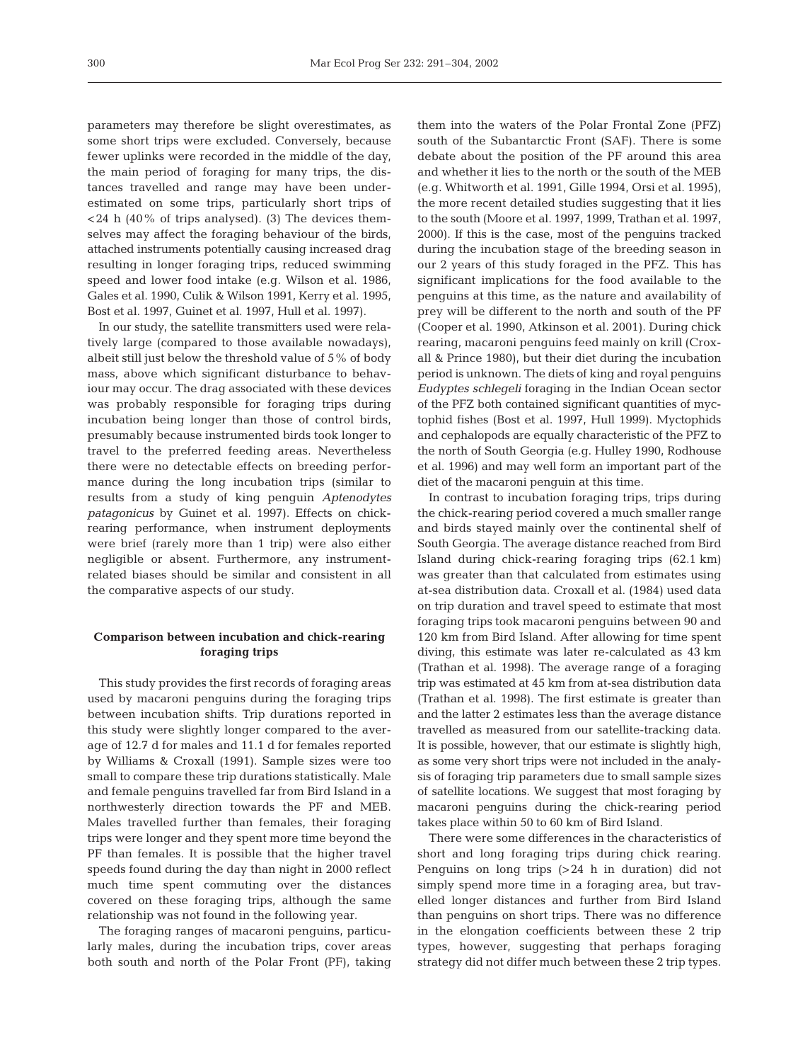parameters may therefore be slight overestimates, as some short trips were excluded. Conversely, because fewer uplinks were recorded in the middle of the day, the main period of foraging for many trips, the distances travelled and range may have been underestimated on some trips, particularly short trips of <24 h (40% of trips analysed). (3) The devices themselves may affect the foraging behaviour of the birds, attached instruments potentially causing increased drag resulting in longer foraging trips, reduced swimming speed and lower food intake (e.g. Wilson et al. 1986, Gales et al. 1990, Culik & Wilson 1991, Kerry et al. 1995, Bost et al. 1997, Guinet et al. 1997, Hull et al. 1997).

In our study, the satellite transmitters used were relatively large (compared to those available nowadays), albeit still just below the threshold value of 5% of body mass, above which significant disturbance to behaviour may occur. The drag associated with these devices was probably responsible for foraging trips during incubation being longer than those of control birds, presumably because instrumented birds took longer to travel to the preferred feeding areas. Nevertheless there were no detectable effects on breeding performance during the long incubation trips (similar to results from a study of king penguin *Aptenodytes patagonicus* by Guinet et al. 1997). Effects on chick-rearing performance, when instrument deployments were brief (rarely more than 1 trip) were also either negligible or absent. Furthermore, any instrument-related biases should be similar and consistent in all the comparative aspects of our study.

### Comparison between incubation and chick-rearing foraging trips

This study provides the first records of foraging areas used by macaroni penguins during the foraging trips between incubation shifts. Trip durations reported in this study were slightly longer compared to the average of 12.7 d for males and 11.1 d for females reported by Williams & Croxall (1991). Sample sizes were too small to compare these trip durations statistically. Male and female penguins travelled far from Bird Island in a northwesterly direction towards the PF and MEB. Males travelled further than females, their foraging trips were longer and they spent more time beyond the PF than females. It is possible that the higher travel speeds found during the day than night in 2000 reflect much time spent commuting over the distances covered on these foraging trips, although the same relationship was not found in the following year.

The foraging ranges of macaroni penguins, particularly males, during the incubation trips, cover areas both south and north of the Polar Front (PF), taking them into the waters of the Polar Frontal Zone (PFZ) south of the Subantarctic Front (SAF). There is some debate about the position of the PF around this area and whether it lies to the north or the south of the MEB (e.g. Whitworth et al. 1991, Gille 1994, Orsi et al. 1995), the more recent detailed studies suggesting that it lies to the south (Moore et al. 1997, 1999, Trathan et al. 1997, 2000). If this is the case, most of the penguins tracked during the incubation stage of the breeding season in our 2 years of this study foraged in the PFZ. This has significant implications for the food available to the penguins at this time, as the nature and availability of prey will be different to the north and south of the PF (Cooper et al. 1990, Atkinson et al. 2001). During chick rearing, macaroni penguins feed mainly on krill (Croxall & Prince 1980), but their diet during the incubation period is unknown. The diets of king and royal penguins *Eudyptes schlegeli* foraging in the Indian Ocean sector of the PFZ both contained significant quantities of myctophid fishes (Bost et al. 1997, Hull 1999). Myctophids and cephalopods are equally characteristic of the PFZ to the north of South Georgia (e.g. Hulley 1990, Rodhouse et al. 1996) and may well form an important part of the diet of the macaroni penguin at this time.

In contrast to incubation foraging trips, trips during the chick-rearing period covered a much smaller range and birds stayed mainly over the continental shelf of South Georgia. The average distance reached from Bird Island during chick-rearing foraging trips (62.1 km) was greater than that calculated from estimates using at-sea distribution data. Croxall et al. (1984) used data on trip duration and travel speed to estimate that most foraging trips took macaroni penguins between 90 and 120 km from Bird Island. After allowing for time spent diving, this estimate was later re-calculated as 43 km (Trathan et al. 1998). The average range of a foraging trip was estimated at 45 km from at-sea distribution data (Trathan et al. 1998). The first estimate is greater than and the latter 2 estimates less than the average distance travelled as measured from our satellite-tracking data. It is possible, however, that our estimate is slightly high, as some very short trips were not included in the analysis of foraging trip parameters due to small sample sizes of satellite locations. We suggest that most foraging by macaroni penguins during the chick-rearing period takes place within 50 to 60 km of Bird Island.

There were some differences in the characteristics of short and long foraging trips during chick rearing. Penguins on long trips (>24 h in duration) did not simply spend more time in a foraging area, but travelled longer distances and further from Bird Island than penguins on short trips. There was no difference in the elongation coefficients between these 2 trip types, however, suggesting that perhaps foraging strategy did not differ much between these 2 trip types.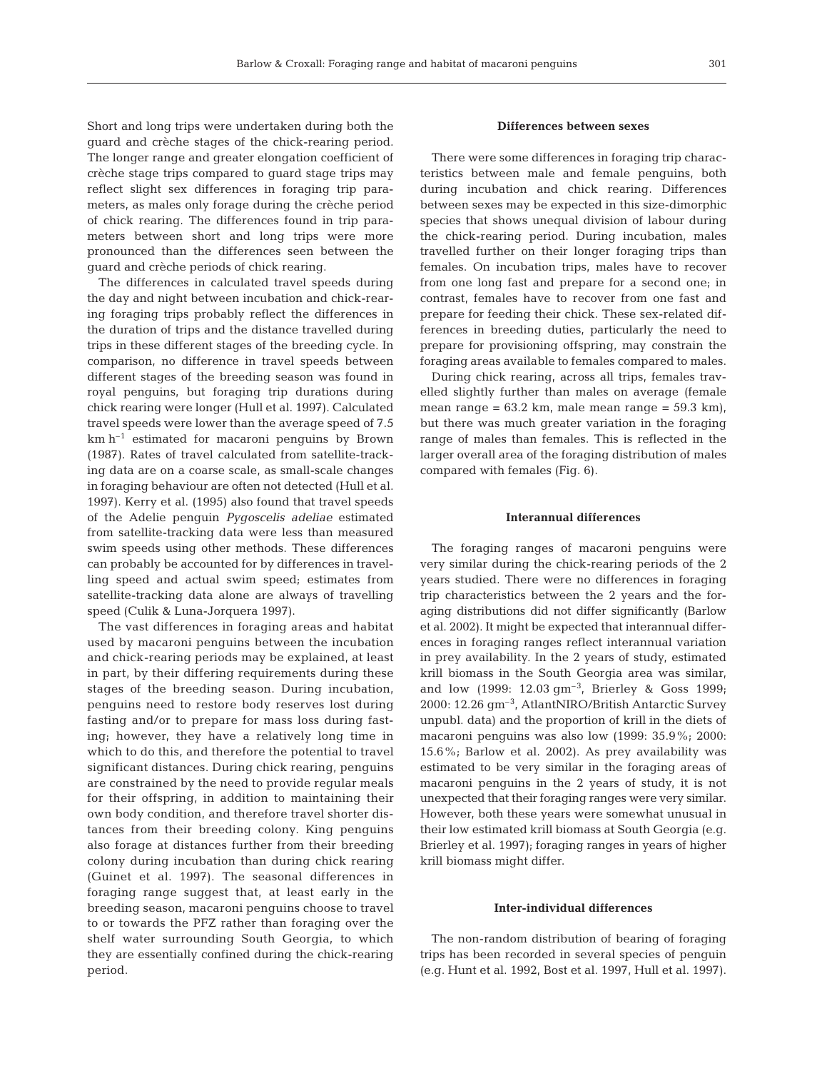Short and long trips were undertaken during both the guard and crèche stages of the chick-rearing period. The longer range and greater elongation coefficient of crèche stage trips compared to guard stage trips may reflect slight sex differences in foraging trip parameters, as males only forage during the crèche period of chick rearing. The differences found in trip parameters between short and long trips were more pronounced than the differences seen between the guard and crèche periods of chick rearing.

The differences in calculated travel speeds during the day and night between incubation and chick-rearing foraging trips probably reflect the differences in the duration of trips and the distance travelled during trips in these different stages of the breeding cycle. In comparison, no difference in travel speeds between different stages of the breeding season was found in royal penguins, but foraging trip durations during chick rearing were longer (Hull et al. 1997). Calculated travel speeds were lower than the average speed of 7.5 km $h^{-1}$ estimated for macaroni penguins by Brown (1987). Rates of travel calculated from satellite-tracking data are on a coarse scale, as small-scale changes in foraging behaviour are often not detected (Hull et al. 1997). Kerry et al. (1995) also found that travel speeds of the Adelie penguin *Pygoscelis adeliae* estimated from satellite-tracking data were less than measured swim speeds using other methods. These differences can probably be accounted for by differences in travelling speed and actual swim speed; estimates from satellite-tracking data alone are always of travelling speed (Culik & Luna-Jorquera 1997).

The vast differences in foraging areas and habitat used by macaroni penguins between the incubation and chick-rearing periods may be explained, at least in part, by their differing requirements during these stages of the breeding season. During incubation, penguins need to restore body reserves lost during fasting and/or to prepare for mass loss during fasting; however, they have a relatively long time in which to do this, and therefore the potential to travel significant distances. During chick rearing, penguins are constrained by the need to provide regular meals for their offspring, in addition to maintaining their own body condition, and therefore travel shorter distances from their breeding colony. King penguins also forage at distances further from their breeding colony during incubation than during chick rearing (Guinet et al. 1997). The seasonal differences in foraging range suggest that, at least early in the breeding season, macaroni penguins choose to travel to or towards the PFZ rather than foraging over the shelf water surrounding South Georgia, to which they are essentially confined during the chick-rearing period.

### Differences between sexes

There were some differences in foraging trip characteristics between male and female penguins, both during incubation and chick rearing. Differences between sexes may be expected in this size-dimorphic species that shows unequal division of labour during the chick-rearing period. During incubation, males travelled further on their longer foraging trips than females. On incubation trips, males have to recover from one long fast and prepare for a second one; in contrast, females have to recover from one fast and prepare for feeding their chick. These sex-related differences in breeding duties, particularly the need to prepare for provisioning offspring, may constrain the foraging areas available to females compared to males.

During chick rearing, across all trips, females travelled slightly further than males on average (female mean range = 63.2 km, male mean range = 59.3 km), but there was much greater variation in the foraging range of males than females. This is reflected in the larger overall area of the foraging distribution of males compared with females (Fig. 6).

### Interannual differences

The foraging ranges of macaroni penguins were very similar during the chick-rearing periods of the 2 years studied. There were no differences in foraging trip characteristics between the 2 years and the foraging distributions did not differ significantly (Barlow et al. 2002). It might be expected that interannual differences in foraging ranges reflect interannual variation in prey availability. In the 2 years of study, estimated krill biomass in the South Georgia area was similar, and low (1999: 12.03 g$m^{-3}$, Brierley & Goss 1999; 2000: 12.26 g$m^{-3}$, AtlantNIRO/British Antarctic Survey unpubl. data) and the proportion of krill in the diets of macaroni penguins was also low (1999: 35.9%; 2000: 15.6%; Barlow et al. 2002). As prey availability was estimated to be very similar in the foraging areas of macaroni penguins in the 2 years of study, it is not unexpected that their foraging ranges were very similar. However, both these years were somewhat unusual in their low estimated krill biomass at South Georgia (e.g. Brierley et al. 1997); foraging ranges in years of higher krill biomass might differ.

### Inter-individual differences

The non-random distribution of bearing of foraging trips has been recorded in several species of penguin (e.g. Hunt et al. 1992, Bost et al. 1997, Hull et al. 1997).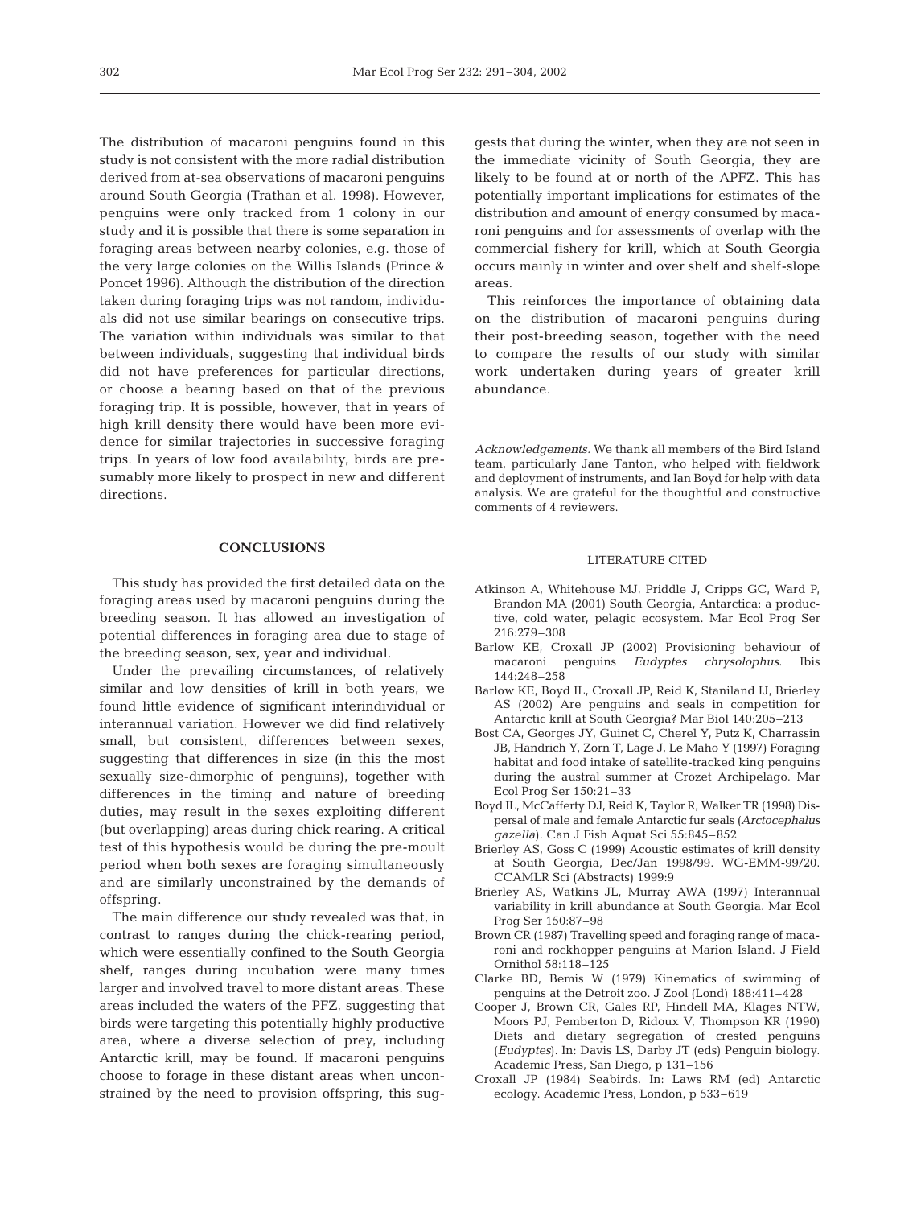The distribution of macaroni penguins found in this study is not consistent with the more radial distribution derived from at-sea observations of macaroni penguins around South Georgia (Trathan et al. 1998). However, penguins were only tracked from 1 colony in our study and it is possible that there is some separation in foraging areas between nearby colonies, e.g. those of the very large colonies on the Willis Islands (Prince & Poncet 1996). Although the distribution of the direction taken during foraging trips was not random, individuals did not use similar bearings on consecutive trips. The variation within individuals was similar to that between individuals, suggesting that individual birds did not have preferences for particular directions, or choose a bearing based on that of the previous foraging trip. It is possible, however, that in years of high krill density there would have been more evidence for similar trajectories in successive foraging trips. In years of low food availability, birds are presumably more likely to prospect in new and different directions.

## CONCLUSIONS

This study has provided the first detailed data on the foraging areas used by macaroni penguins during the breeding season. It has allowed an investigation of potential differences in foraging area due to stage of the breeding season, sex, year and individual.

Under the prevailing circumstances, of relatively similar and low densities of krill in both years, we found little evidence of significant interindividual or interannual variation. However we did find relatively small, but consistent, differences between sexes, suggesting that differences in size (in this the most sexually size-dimorphic of penguins), together with differences in the timing and nature of breeding duties, may result in the sexes exploiting different (but overlapping) areas during chick rearing. A critical test of this hypothesis would be during the pre-moult period when both sexes are foraging simultaneously and are similarly unconstrained by the demands of offspring.

The main difference our study revealed was that, in contrast to ranges during the chick-rearing period, which were essentially confined to the South Georgia shelf, ranges during incubation were many times larger and involved travel to more distant areas. These areas included the waters of the PFZ, suggesting that birds were targeting this potentially highly productive area, where a diverse selection of prey, including Antarctic krill, may be found. If macaroni penguins choose to forage in these distant areas when unconstrained by the need to provision offspring, this suggests that during the winter, when they are not seen in the immediate vicinity of South Georgia, they are likely to be found at or north of the APFZ. This has potentially important implications for estimates of the distribution and amount of energy consumed by macaroni penguins and for assessments of overlap with the commercial fishery for krill, which at South Georgia occurs mainly in winter and over shelf and shelf-slope areas.

This reinforces the importance of obtaining data on the distribution of macaroni penguins during their post-breeding season, together with the need to compare the results of our study with similar work undertaken during years of greater krill abundance.

*Acknowledgements.* We thank all members of the Bird Island team, particularly Jane Tanton, who helped with fieldwork and deployment of instruments, and Ian Boyd for help with data analysis. We are grateful for the thoughtful and constructive comments of 4 reviewers.

## LITERATURE CITED

Atkinson A, Whitehouse MJ, Priddle J, Cripps GC, Ward P, Brandon MA (2001) South Georgia, Antarctica: a productive, cold water, pelagic ecosystem. Mar Ecol Prog Ser 216:279–308

Barlow KE, Croxall JP (2002) Provisioning behaviour of macaroni penguins *Eudyptes chrysolophus*. Ibis 144:248–258

Barlow KE, Boyd IL, Croxall JP, Reid K, Staniland IJ, Brierley AS (2002) Are penguins and seals in competition for Antarctic krill at South Georgia? Mar Biol 140:205–213

Bost CA, Georges JY, Guinet C, Cherel Y, Putz K, Charrassin JB, Handrich Y, Zorn T, Lage J, Le Maho Y (1997) Foraging habitat and food intake of satellite-tracked king penguins during the austral summer at Crozet Archipelago. Mar Ecol Prog Ser 150:21–33

Boyd IL, McCafferty DJ, Reid K, Taylor R, Walker TR (1998) Dispersal of male and female Antarctic fur seals (*Arctocephalus gazella*). Can J Fish Aquat Sci 55:845–852

Brierley AS, Goss C (1999) Acoustic estimates of krill density at South Georgia, Dec/Jan 1998/99. WG-EMM-99/20. CCAMLR Sci (Abstracts) 1999:9

Brierley AS, Watkins JL, Murray AWA (1997) Interannual variability in krill abundance at South Georgia. Mar Ecol Prog Ser 150:87–98

Brown CR (1987) Travelling speed and foraging range of macaroni and rockhopper penguins at Marion Island. J Field Ornithol 58:118–125

Clarke BD, Bemis W (1979) Kinematics of swimming of penguins at the Detroit zoo. J Zool (Lond) 188:411–428

Cooper J, Brown CR, Gales RP, Hindell MA, Klages NTW, Moors PJ, Pemberton D, Ridoux V, Thompson KR (1990) Diets and dietary segregation of crested penguins (*Eudyptes*). In: Davis LS, Darby JT (eds) Penguin biology. Academic Press, San Diego, p 131–156

Croxall JP (1984) Seabirds. In: Laws RM (ed) Antarctic ecology. Academic Press, London, p 533–619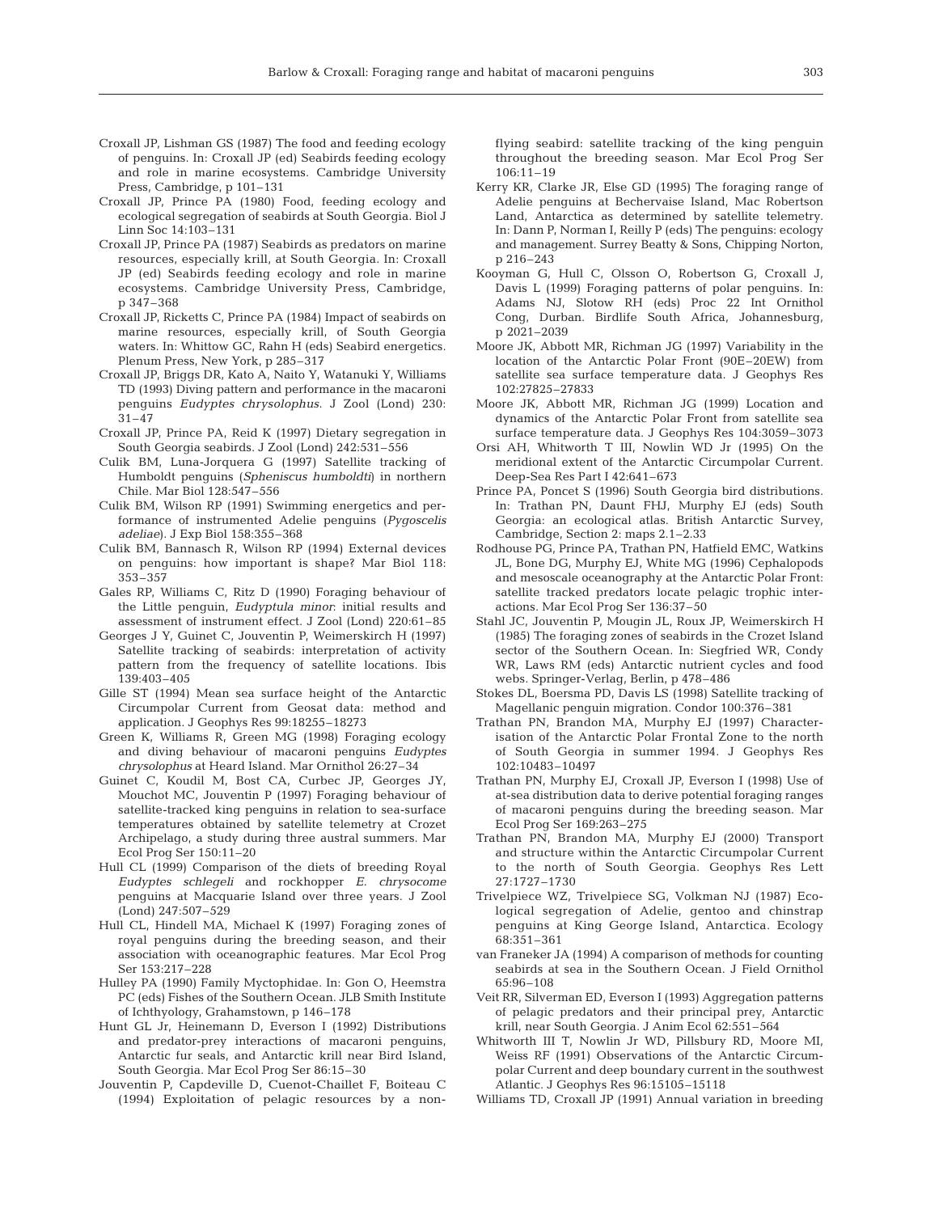Croxall JP, Lishman GS (1987) The food and feeding ecology of penguins. In: Croxall JP (ed) Seabirds feeding ecology and role in marine ecosystems. Cambridge University Press, Cambridge, p 101–131

Croxall JP, Prince PA (1980) Food, feeding ecology and ecological segregation of seabirds at South Georgia. Biol J Linn Soc 14:103–131

Croxall JP, Prince PA (1987) Seabirds as predators on marine resources, especially krill, at South Georgia. In: Croxall JP (ed) Seabirds feeding ecology and role in marine ecosystems. Cambridge University Press, Cambridge, p 347–368

Croxall JP, Ricketts C, Prince PA (1984) Impact of seabirds on marine resources, especially krill, of South Georgia waters. In: Whittow GC, Rahn H (eds) Seabird energetics. Plenum Press, New York, p 285–317

Croxall JP, Briggs DR, Kato A, Naito Y, Watanuki Y, Williams TD (1993) Diving pattern and performance in the macaroni penguins *Eudyptes chrysolophus*. J Zool (Lond) 230: 31–47

Croxall JP, Prince PA, Reid K (1997) Dietary segregation in South Georgia seabirds. J Zool (Lond) 242:531–556

Culik BM, Luna-Jorquera G (1997) Satellite tracking of Humboldt penguins (*Spheniscus humboldti*) in northern Chile. Mar Biol 128:547–556

Culik BM, Wilson RP (1991) Swimming energetics and performance of instrumented Adelie penguins (*Pygoscelis adeliae*). J Exp Biol 158:355–368

Culik BM, Bannasch R, Wilson RP (1994) External devices on penguins: how important is shape? Mar Biol 118: 353–357

Gales RP, Williams C, Ritz D (1990) Foraging behaviour of the Little penguin, *Eudyptula minor*: initial results and assessment of instrument effect. J Zool (Lond) 220:61–85

Georges J Y, Guinet C, Jouventin P, Weimerskirch H (1997) Satellite tracking of seabirds: interpretation of activity pattern from the frequency of satellite locations. Ibis 139:403–405

Gille ST (1994) Mean sea surface height of the Antarctic Circumpolar Current from Geosat data: method and application. J Geophys Res 99:18255–18273

Green K, Williams R, Green MG (1998) Foraging ecology and diving behaviour of macaroni penguins *Eudyptes chrysolophus* at Heard Island. Mar Ornithol 26:27–34

Guinet C, Koudil M, Bost CA, Curbec JP, Georges JY, Mouchot MC, Jouventin P (1997) Foraging behaviour of satellite-tracked king penguins in relation to sea-surface temperatures obtained by satellite telemetry at Crozet Archipelago, a study during three austral summers. Mar Ecol Prog Ser 150:11–20

Hull CL (1999) Comparison of the diets of breeding Royal *Eudyptes schlegeli* and rockhopper *E. chrysocome* penguins at Macquarie Island over three years. J Zool (Lond) 247:507–529

Hull CL, Hindell MA, Michael K (1997) Foraging zones of royal penguins during the breeding season, and their association with oceanographic features. Mar Ecol Prog Ser 153:217–228

Hulley PA (1990) Family Myctophidae. In: Gon O, Heemstra PC (eds) Fishes of the Southern Ocean. JLB Smith Institute of Ichthyology, Grahamstown, p 146–178

Hunt GL Jr, Heinemann D, Everson I (1992) Distributions and predator-prey interactions of macaroni penguins, Antarctic fur seals, and Antarctic krill near Bird Island, South Georgia. Mar Ecol Prog Ser 86:15–30

Jouventin P, Capdeville D, Cuenot-Chaillet F, Boiteau C (1994) Exploitation of pelagic resources by a non-flying seabird: satellite tracking of the king penguin throughout the breeding season. Mar Ecol Prog Ser 106:11–19

Kerry KR, Clarke JR, Else GD (1995) The foraging range of Adelie penguins at Bechervaise Island, Mac Robertson Land, Antarctica as determined by satellite telemetry. In: Dann P, Norman I, Reilly P (eds) The penguins: ecology and management. Surrey Beatty & Sons, Chipping Norton, p 216–243

Kooyman G, Hull C, Olsson O, Robertson G, Croxall J, Davis L (1999) Foraging patterns of polar penguins. In: Adams NJ, Slotow RH (eds) Proc 22 Int Ornithol Cong, Durban. Birdlife South Africa, Johannesburg, p 2021–2039

Moore JK, Abbott MR, Richman JG (1997) Variability in the location of the Antarctic Polar Front (90E–20EW) from satellite sea surface temperature data. J Geophys Res 102:27825–27833

Moore JK, Abbott MR, Richman JG (1999) Location and dynamics of the Antarctic Polar Front from satellite sea surface temperature data. J Geophys Res 104:3059–3073

Orsi AH, Whitworth T III, Nowlin WD Jr (1995) On the meridional extent of the Antarctic Circumpolar Current. Deep-Sea Res Part I 42:641–673

Prince PA, Poncet S (1996) South Georgia bird distributions. In: Trathan PN, Daunt FHJ, Murphy EJ (eds) South Georgia: an ecological atlas. British Antarctic Survey, Cambridge, Section 2: maps 2.1–2.33

Rodhouse PG, Prince PA, Trathan PN, Hatfield EMC, Watkins JL, Bone DG, Murphy EJ, White MG (1996) Cephalopods and mesoscale oceanography at the Antarctic Polar Front: satellite tracked predators locate pelagic trophic interactions. Mar Ecol Prog Ser 136:37–50

Stahl JC, Jouventin P, Mougin JL, Roux JP, Weimerskirch H (1985) The foraging zones of seabirds in the Crozet Island sector of the Southern Ocean. In: Siegfried WR, Condy WR, Laws RM (eds) Antarctic nutrient cycles and food webs. Springer-Verlag, Berlin, p 478–486

Stokes DL, Boersma PD, Davis LS (1998) Satellite tracking of Magellanic penguin migration. Condor 100:376–381

Trathan PN, Brandon MA, Murphy EJ (1997) Characterisation of the Antarctic Polar Frontal Zone to the north of South Georgia in summer 1994. J Geophys Res 102:10483–10497

Trathan PN, Murphy EJ, Croxall JP, Everson I (1998) Use of at-sea distribution data to derive potential foraging ranges of macaroni penguins during the breeding season. Mar Ecol Prog Ser 169:263–275

Trathan PN, Brandon MA, Murphy EJ (2000) Transport and structure within the Antarctic Circumpolar Current to the north of South Georgia. Geophys Res Lett 27:1727–1730

Trivelpiece WZ, Trivelpiece SG, Volkman NJ (1987) Ecological segregation of Adelie, gentoo and chinstrap penguins at King George Island, Antarctica. Ecology 68:351–361

van Franeker JA (1994) A comparison of methods for counting seabirds at sea in the Southern Ocean. J Field Ornithol 65:96–108

Veit RR, Silverman ED, Everson I (1993) Aggregation patterns of pelagic predators and their principal prey, Antarctic krill, near South Georgia. J Anim Ecol 62:551–564

Whitworth III T, Nowlin Jr WD, Pillsbury RD, Moore MI, Weiss RF (1991) Observations of the Antarctic Circumpolar Current and deep boundary current in the southwest Atlantic. J Geophys Res 96:15105–15118

Williams TD, Croxall JP (1991) Annual variation in breeding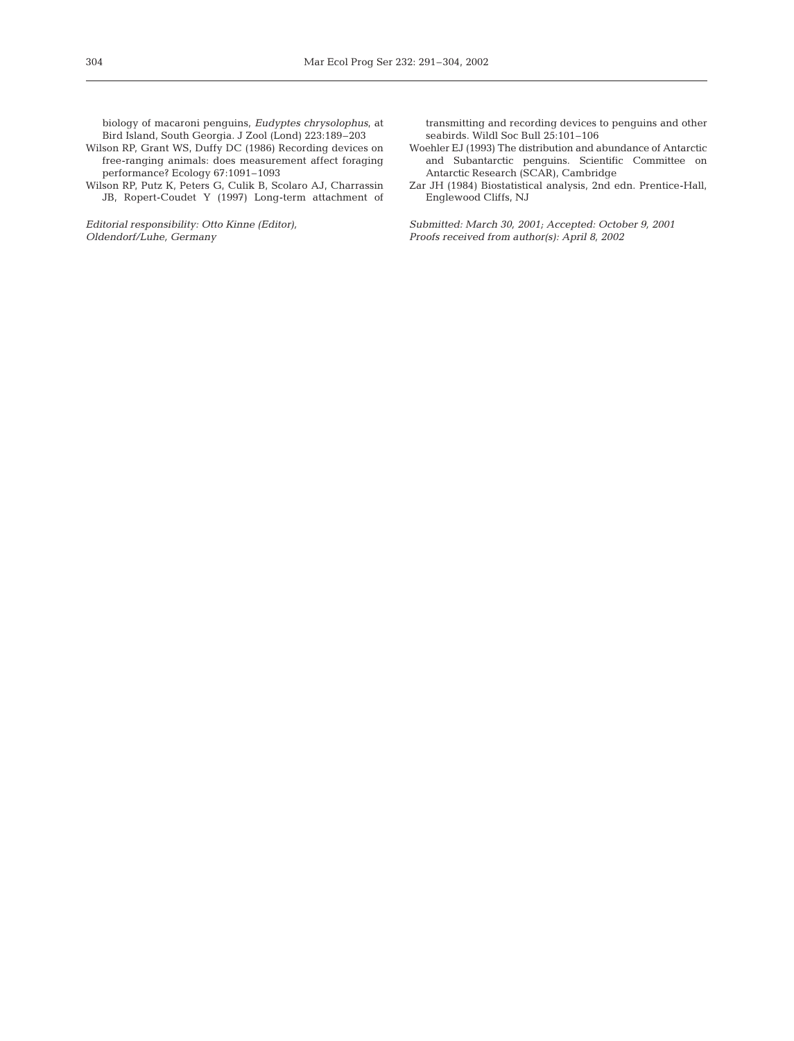biology of macaroni penguins, *Eudyptes chrysolophus*, at Bird Island, South Georgia. J Zool (Lond) 223:189–203

Wilson RP, Grant WS, Duffy DC (1986) Recording devices on free-ranging animals: does measurement affect foraging performance? Ecology 67:1091–1093

Wilson RP, Putz K, Peters G, Culik B, Scolaro AJ, Charrassin JB, Ropert-Coudet Y (1997) Long-term attachment of transmitting and recording devices to penguins and other seabirds. Wildl Soc Bull 25:101–106

Woehler EJ (1993) The distribution and abundance of Antarctic and Subantarctic penguins. Scientific Committee on Antarctic Research (SCAR), Cambridge

Zar JH (1984) Biostatistical analysis, 2nd edn. Prentice-Hall, Englewood Cliffs, NJ

*Editorial responsibility: Otto Kinne (Editor), Oldendorf/Luhe, Germany*

*Submitted: March 30, 2001; Accepted: October 9, 2001*
*Proofs received from author(s): April 8, 2002*